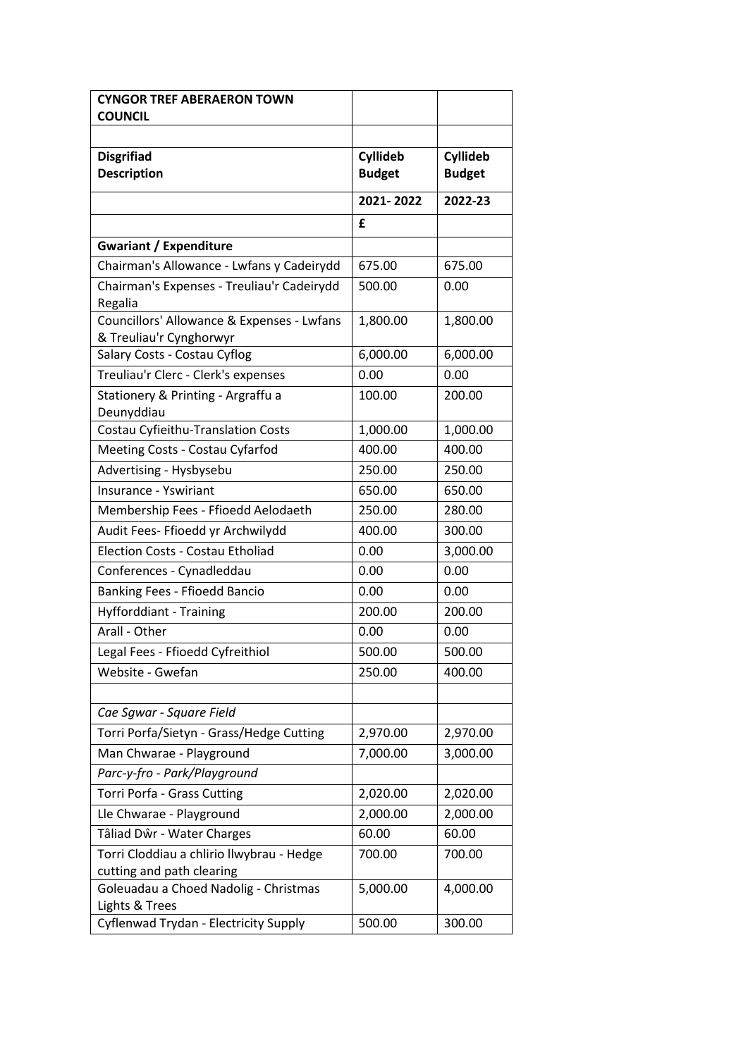| CYNGOR TREF ABERAERON TOWN COUNCIL | | |
|---|---|---|
| | | |
| **Disgrifiad**<br>**Description** | **Cyllideb**<br>**Budget** | **Cyllideb**<br>**Budget** |
| | **2021- 2022** | **2022-23** |
| | **£** | |
| **Gwariant / Expenditure** | | |
| Chairman's Allowance - Lwfans y Cadeirydd | 675.00 | 675.00 |
| Chairman's Expenses - Treuliau'r Cadeirydd Regalia | 500.00 | 0.00 |
| Councillors' Allowance & Expenses - Lwfans & Treuliau'r Cynghorwyr | 1,800.00 | 1,800.00 |
| Salary Costs - Costau Cyflog | 6,000.00 | 6,000.00 |
| Treuliau'r Clerc - Clerk's expenses | 0.00 | 0.00 |
| Stationery & Printing - Argraffu a Deunyddiau | 100.00 | 200.00 |
| Costau Cyfieithu-Translation Costs | 1,000.00 | 1,000.00 |
| Meeting Costs - Costau Cyfarfod | 400.00 | 400.00 |
| Advertising - Hysbysebu | 250.00 | 250.00 |
| Insurance - Yswiriant | 650.00 | 650.00 |
| Membership Fees - Ffioedd Aelodaeth | 250.00 | 280.00 |
| Audit Fees- Ffioedd yr Archwilydd | 400.00 | 300.00 |
| Election Costs - Costau Etholiad | 0.00 | 3,000.00 |
| Conferences - Cynadleddau | 0.00 | 0.00 |
| Banking Fees - Ffioedd Bancio | 0.00 | 0.00 |
| Hyfforddiant - Training | 200.00 | 200.00 |
| Arall - Other | 0.00 | 0.00 |
| Legal Fees - Ffioedd Cyfreithiol | 500.00 | 500.00 |
| Website - Gwefan | 250.00 | 400.00 |
| | | |
| *Cae Sgwar - Square Field* | | |
| Torri Porfa/Sietyn - Grass/Hedge Cutting | 2,970.00 | 2,970.00 |
| Man Chwarae - Playground | 7,000.00 | 3,000.00 |
| *Parc-y-fro - Park/Playground* | | |
| Torri Porfa - Grass Cutting | 2,020.00 | 2,020.00 |
| Lle Chwarae - Playground | 2,000.00 | 2,000.00 |
| Tâliad Dŵr - Water Charges | 60.00 | 60.00 |
| Torri Cloddiau a chlirio llwybrau - Hedge cutting and path clearing | 700.00 | 700.00 |
| Goleuadau a Choed Nadolig - Christmas Lights & Trees | 5,000.00 | 4,000.00 |
| Cyflenwad Trydan - Electricity Supply | 500.00 | 300.00 |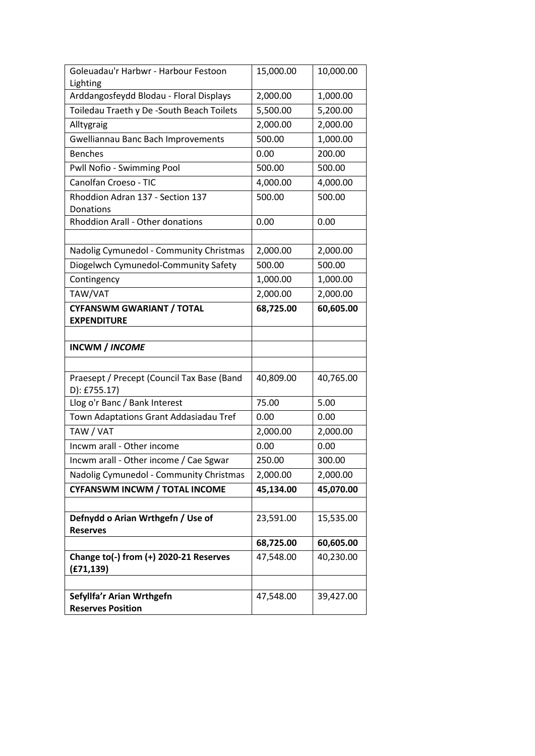| | | |
|---|---|---|
| Goleuadau'r Harbwr - Harbour Festoon Lighting | 15,000.00 | 10,000.00 |
| Arddangosfeydd Blodau - Floral Displays | 2,000.00 | 1,000.00 |
| Toiledau Traeth y De -South Beach Toilets | 5,500.00 | 5,200.00 |
| Alltygraig | 2,000.00 | 2,000.00 |
| Gwelliannau Banc Bach Improvements | 500.00 | 1,000.00 |
| Benches | 0.00 | 200.00 |
| Pwll Nofio - Swimming Pool | 500.00 | 500.00 |
| Canolfan Croeso - TIC | 4,000.00 | 4,000.00 |
| Rhoddion Adran 137 - Section 137 Donations | 500.00 | 500.00 |
| Rhoddion Arall - Other donations | 0.00 | 0.00 |
| | | |
| Nadolig Cymunedol - Community Christmas | 2,000.00 | 2,000.00 |
| Diogelwch Cymunedol-Community Safety | 500.00 | 500.00 |
| Contingency | 1,000.00 | 1,000.00 |
| TAW/VAT | 2,000.00 | 2,000.00 |
| **CYFANSWM GWARIANT / TOTAL EXPENDITURE** | **68,725.00** | **60,605.00** |
| | | |
| **INCWM / *INCOME*** | | |
| | | |
| Praesept / Precept (Council Tax Base (Band D): £755.17) | 40,809.00 | 40,765.00 |
| Llog o'r Banc / Bank Interest | 75.00 | 5.00 |
| Town Adaptations Grant Addasiadau Tref | 0.00 | 0.00 |
| TAW / VAT | 2,000.00 | 2,000.00 |
| Incwm arall - Other income | 0.00 | 0.00 |
| Incwm arall - Other income / Cae Sgwar | 250.00 | 300.00 |
| Nadolig Cymunedol - Community Christmas | 2,000.00 | 2,000.00 |
| **CYFANSWM INCWM / TOTAL INCOME** | **45,134.00** | **45,070.00** |
| | | |
| **Defnydd o Arian Wrthgefn / Use of Reserves** | 23,591.00 | 15,535.00 |
| | **68,725.00** | **60,605.00** |
| **Change to(-) from (+) 2020-21 Reserves (£71,139)** | 47,548.00 | 40,230.00 |
| | | |
| **Sefyllfa'r Arian Wrthgefn Reserves Position** | 47,548.00 | 39,427.00 |